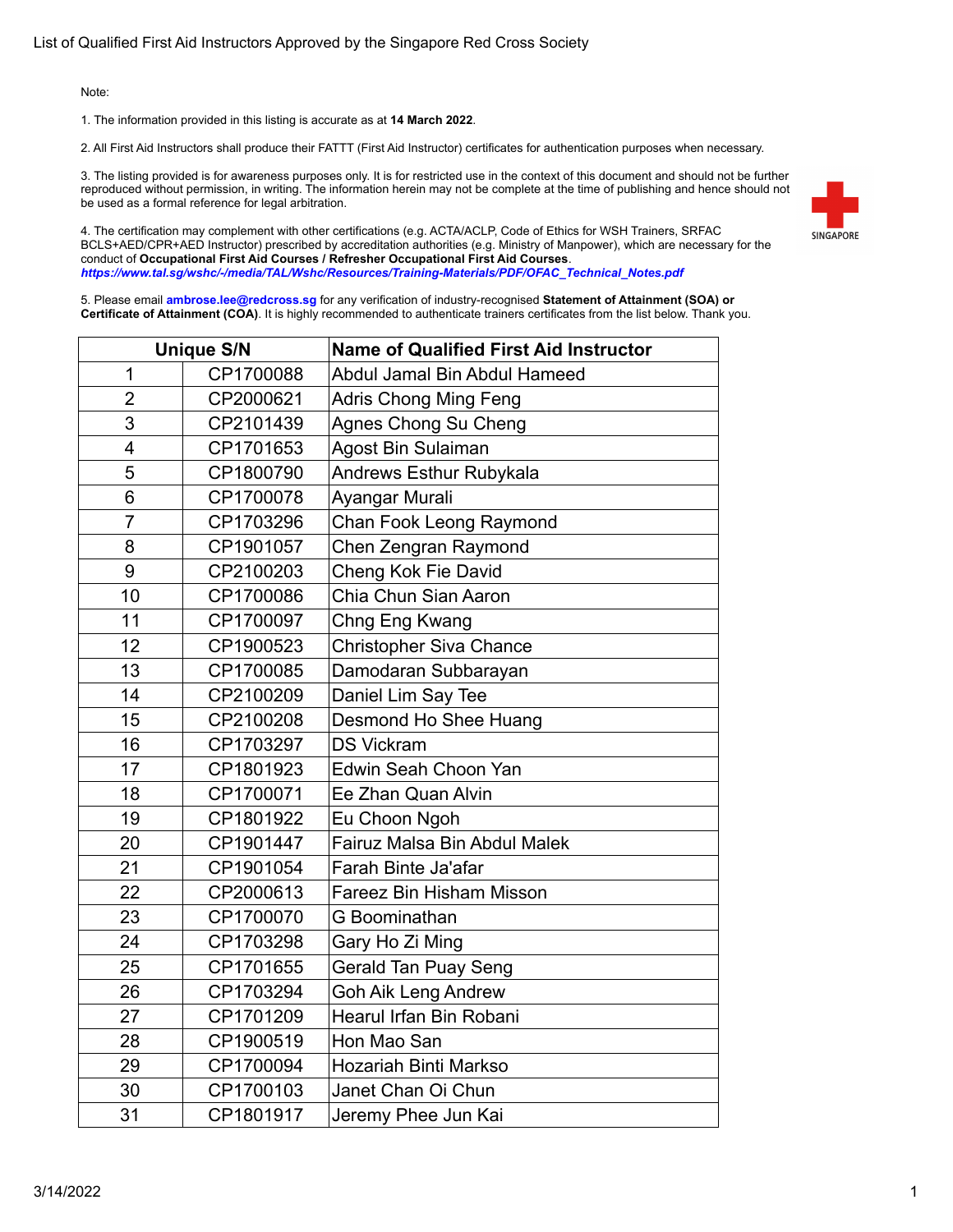List of Qualified First Aid Instructors Approved by the Singapore Red Cross Society

Note:

1. The information provided in this listing is accurate as at **14 March 2022**.

2. All First Aid Instructors shall produce their FATTT (First Aid Instructor) certificates for authentication purposes when necessary.

3. The listing provided is for awareness purposes only. It is for restricted use in the context of this document and should not be further reproduced without permission, in writing. The information herein may not be complete at the time of publishing and hence should not be used as a formal reference for legal arbitration.

4. The certification may complement with other certifications (e.g. ACTA/ACLP, Code of Ethics for WSH Trainers, SRFAC BCLS+AED/CPR+AED Instructor) prescribed by accreditation authorities (e.g. Ministry of Manpower), which are necessary for the conduct of **Occupational First Aid Courses / Refresher Occupational First Aid Courses**.
***https://www.tal.sg/wshc/-/media/TAL/Wshc/Resources/Training-Materials/PDF/OFAC_Technical_Notes.pdf***

5. Please email **ambrose.lee@redcross.sg** for any verification of industry-recognised **Statement of Attainment (SOA) or Certificate of Attainment (COA)**. It is highly recommended to authenticate trainers certificates from the list below. Thank you.

| Unique S/N | | Name of Qualified First Aid Instructor |
|---|---|---|
| 1 | CP1700088 | Abdul Jamal Bin Abdul Hameed |
| 2 | CP2000621 | Adris Chong Ming Feng |
| 3 | CP2101439 | Agnes Chong Su Cheng |
| 4 | CP1701653 | Agost Bin Sulaiman |
| 5 | CP1800790 | Andrews Esthur Rubykala |
| 6 | CP1700078 | Ayangar Murali |
| 7 | CP1703296 | Chan Fook Leong Raymond |
| 8 | CP1901057 | Chen Zengran Raymond |
| 9 | CP2100203 | Cheng Kok Fie David |
| 10 | CP1700086 | Chia Chun Sian Aaron |
| 11 | CP1700097 | Chng Eng Kwang |
| 12 | CP1900523 | Christopher Siva Chance |
| 13 | CP1700085 | Damodaran Subbarayan |
| 14 | CP2100209 | Daniel Lim Say Tee |
| 15 | CP2100208 | Desmond Ho Shee Huang |
| 16 | CP1703297 | DS Vickram |
| 17 | CP1801923 | Edwin Seah Choon Yan |
| 18 | CP1700071 | Ee Zhan Quan Alvin |
| 19 | CP1801922 | Eu Choon Ngoh |
| 20 | CP1901447 | Fairuz Malsa Bin Abdul Malek |
| 21 | CP1901054 | Farah Binte Ja'afar |
| 22 | CP2000613 | Fareez Bin Hisham Misson |
| 23 | CP1700070 | G Boominathan |
| 24 | CP1703298 | Gary Ho Zi Ming |
| 25 | CP1701655 | Gerald Tan Puay Seng |
| 26 | CP1703294 | Goh Aik Leng Andrew |
| 27 | CP1701209 | Hearul Irfan Bin Robani |
| 28 | CP1900519 | Hon Mao San |
| 29 | CP1700094 | Hozariah Binti Markso |
| 30 | CP1700103 | Janet Chan Oi Chun |
| 31 | CP1801917 | Jeremy Phee Jun Kai |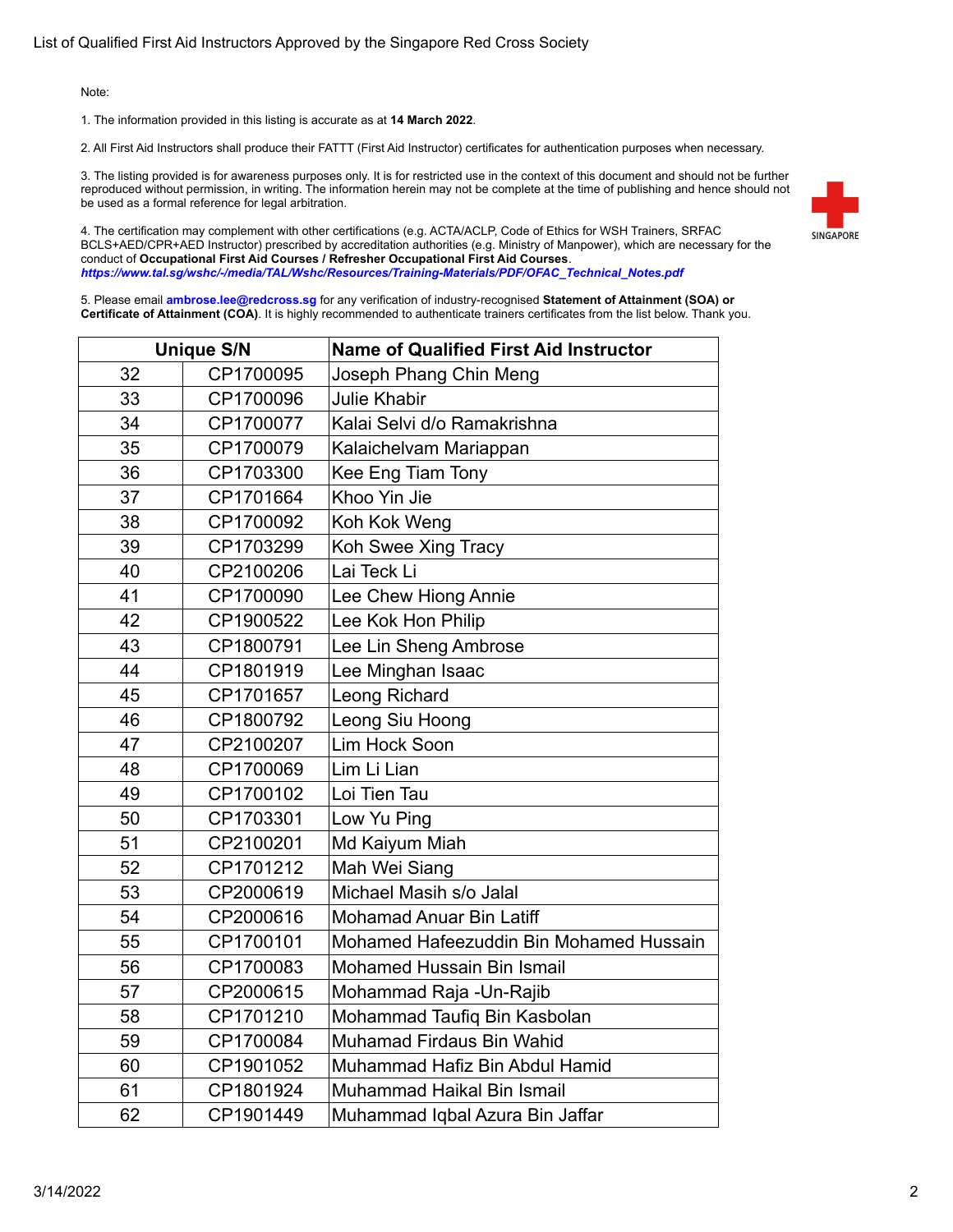List of Qualified First Aid Instructors Approved by the Singapore Red Cross Society

Note:

1. The information provided in this listing is accurate as at **14 March 2022**.

2. All First Aid Instructors shall produce their FATTT (First Aid Instructor) certificates for authentication purposes when necessary.

3. The listing provided is for awareness purposes only. It is for restricted use in the context of this document and should not be further reproduced without permission, in writing. The information herein may not be complete at the time of publishing and hence should not be used as a formal reference for legal arbitration.

4. The certification may complement with other certifications (e.g. ACTA/ACLP, Code of Ethics for WSH Trainers, SRFAC BCLS+AED/CPR+AED Instructor) prescribed by accreditation authorities (e.g. Ministry of Manpower), which are necessary for the conduct of **Occupational First Aid Courses / Refresher Occupational First Aid Courses**.
***https://www.tal.sg/wshc/-/media/TAL/Wshc/Resources/Training-Materials/PDF/OFAC_Technical_Notes.pdf***

5. Please email **ambrose.lee@redcross.sg** for any verification of industry-recognised **Statement of Attainment (SOA) or Certificate of Attainment (COA)**. It is highly recommended to authenticate trainers certificates from the list below. Thank you.

| Unique S/N | | Name of Qualified First Aid Instructor |
|---|---|---|
| 32 | CP1700095 | Joseph Phang Chin Meng |
| 33 | CP1700096 | Julie Khabir |
| 34 | CP1700077 | Kalai Selvi d/o Ramakrishna |
| 35 | CP1700079 | Kalaichelvam Mariappan |
| 36 | CP1703300 | Kee Eng Tiam Tony |
| 37 | CP1701664 | Khoo Yin Jie |
| 38 | CP1700092 | Koh Kok Weng |
| 39 | CP1703299 | Koh Swee Xing Tracy |
| 40 | CP2100206 | Lai Teck Li |
| 41 | CP1700090 | Lee Chew Hiong Annie |
| 42 | CP1900522 | Lee Kok Hon Philip |
| 43 | CP1800791 | Lee Lin Sheng Ambrose |
| 44 | CP1801919 | Lee Minghan Isaac |
| 45 | CP1701657 | Leong Richard |
| 46 | CP1800792 | Leong Siu Hoong |
| 47 | CP2100207 | Lim Hock Soon |
| 48 | CP1700069 | Lim Li Lian |
| 49 | CP1700102 | Loi Tien Tau |
| 50 | CP1703301 | Low Yu Ping |
| 51 | CP2100201 | Md Kaiyum Miah |
| 52 | CP1701212 | Mah Wei Siang |
| 53 | CP2000619 | Michael Masih s/o Jalal |
| 54 | CP2000616 | Mohamad Anuar Bin Latiff |
| 55 | CP1700101 | Mohamed Hafeezuddin Bin Mohamed Hussain |
| 56 | CP1700083 | Mohamed Hussain Bin Ismail |
| 57 | CP2000615 | Mohammad Raja -Un-Rajib |
| 58 | CP1701210 | Mohammad Taufiq Bin Kasbolan |
| 59 | CP1700084 | Muhamad Firdaus Bin Wahid |
| 60 | CP1901052 | Muhammad Hafiz Bin Abdul Hamid |
| 61 | CP1801924 | Muhammad Haikal Bin Ismail |
| 62 | CP1901449 | Muhammad Iqbal Azura Bin Jaffar |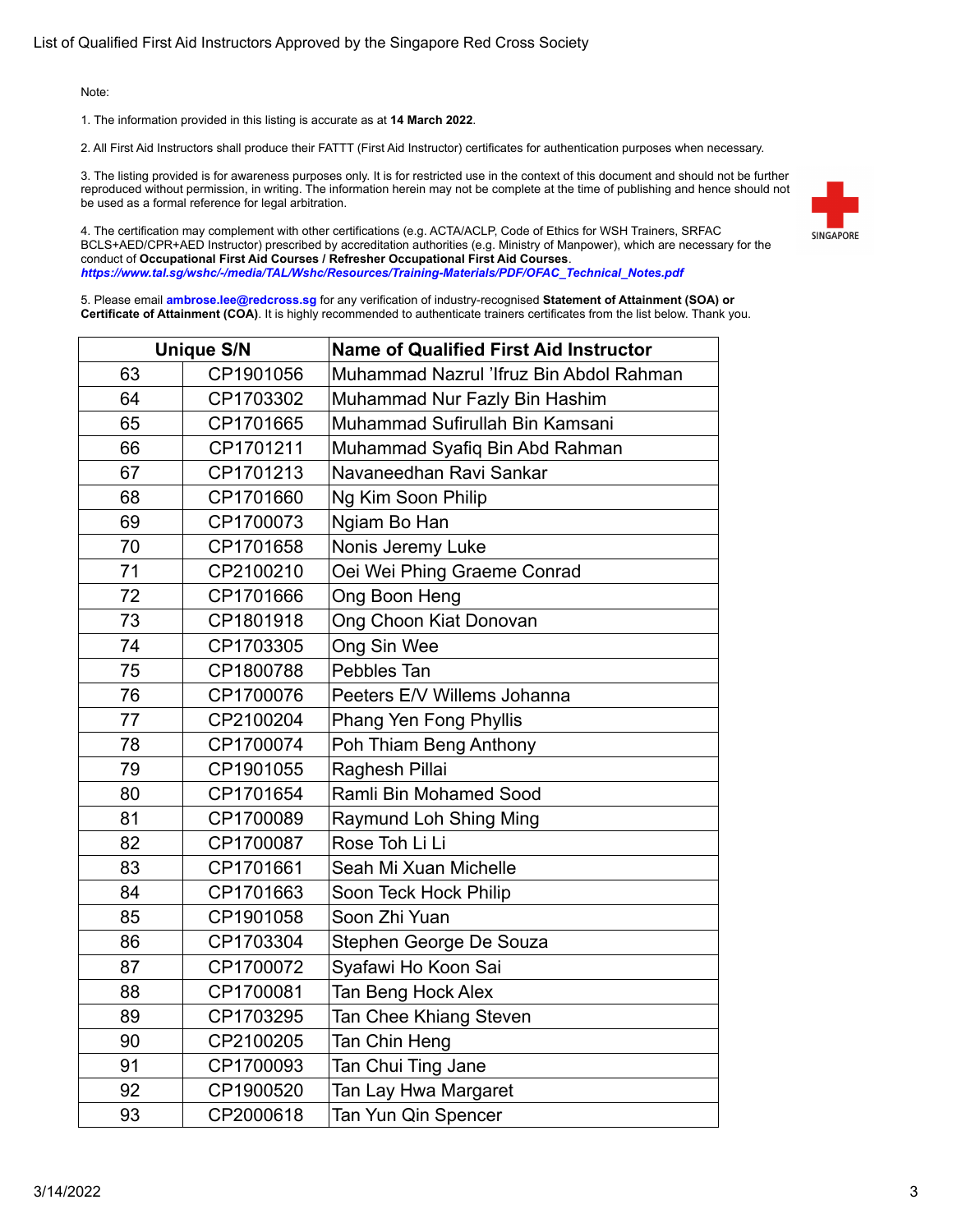List of Qualified First Aid Instructors Approved by the Singapore Red Cross Society

Note:

1. The information provided in this listing is accurate as at **14 March 2022**.

2. All First Aid Instructors shall produce their FATTT (First Aid Instructor) certificates for authentication purposes when necessary.

3. The listing provided is for awareness purposes only. It is for restricted use in the context of this document and should not be further reproduced without permission, in writing. The information herein may not be complete at the time of publishing and hence should not be used as a formal reference for legal arbitration.

4. The certification may complement with other certifications (e.g. ACTA/ACLP, Code of Ethics for WSH Trainers, SRFAC BCLS+AED/CPR+AED Instructor) prescribed by accreditation authorities (e.g. Ministry of Manpower), which are necessary for the conduct of **Occupational First Aid Courses / Refresher Occupational First Aid Courses**.
***https://www.tal.sg/wshc/-/media/TAL/Wshc/Resources/Training-Materials/PDF/OFAC_Technical_Notes.pdf***

5. Please email **ambrose.lee@redcross.sg** for any verification of industry-recognised **Statement of Attainment (SOA) or Certificate of Attainment (COA)**. It is highly recommended to authenticate trainers certificates from the list below. Thank you.

| Unique S/N | | Name of Qualified First Aid Instructor |
|---|---|---|
| 63 | CP1901056 | Muhammad Nazrul 'Ifruz Bin Abdol Rahman |
| 64 | CP1703302 | Muhammad Nur Fazly Bin Hashim |
| 65 | CP1701665 | Muhammad Sufirullah Bin Kamsani |
| 66 | CP1701211 | Muhammad Syafiq Bin Abd Rahman |
| 67 | CP1701213 | Navaneedhan Ravi Sankar |
| 68 | CP1701660 | Ng Kim Soon Philip |
| 69 | CP1700073 | Ngiam Bo Han |
| 70 | CP1701658 | Nonis Jeremy Luke |
| 71 | CP2100210 | Oei Wei Phing Graeme Conrad |
| 72 | CP1701666 | Ong Boon Heng |
| 73 | CP1801918 | Ong Choon Kiat Donovan |
| 74 | CP1703305 | Ong Sin Wee |
| 75 | CP1800788 | Pebbles Tan |
| 76 | CP1700076 | Peeters E/V Willems Johanna |
| 77 | CP2100204 | Phang Yen Fong Phyllis |
| 78 | CP1700074 | Poh Thiam Beng Anthony |
| 79 | CP1901055 | Raghesh Pillai |
| 80 | CP1701654 | Ramli Bin Mohamed Sood |
| 81 | CP1700089 | Raymund Loh Shing Ming |
| 82 | CP1700087 | Rose Toh Li Li |
| 83 | CP1701661 | Seah Mi Xuan Michelle |
| 84 | CP1701663 | Soon Teck Hock Philip |
| 85 | CP1901058 | Soon Zhi Yuan |
| 86 | CP1703304 | Stephen George De Souza |
| 87 | CP1700072 | Syafawi Ho Koon Sai |
| 88 | CP1700081 | Tan Beng Hock Alex |
| 89 | CP1703295 | Tan Chee Khiang Steven |
| 90 | CP2100205 | Tan Chin Heng |
| 91 | CP1700093 | Tan Chui Ting Jane |
| 92 | CP1900520 | Tan Lay Hwa Margaret |
| 93 | CP2000618 | Tan Yun Qin Spencer |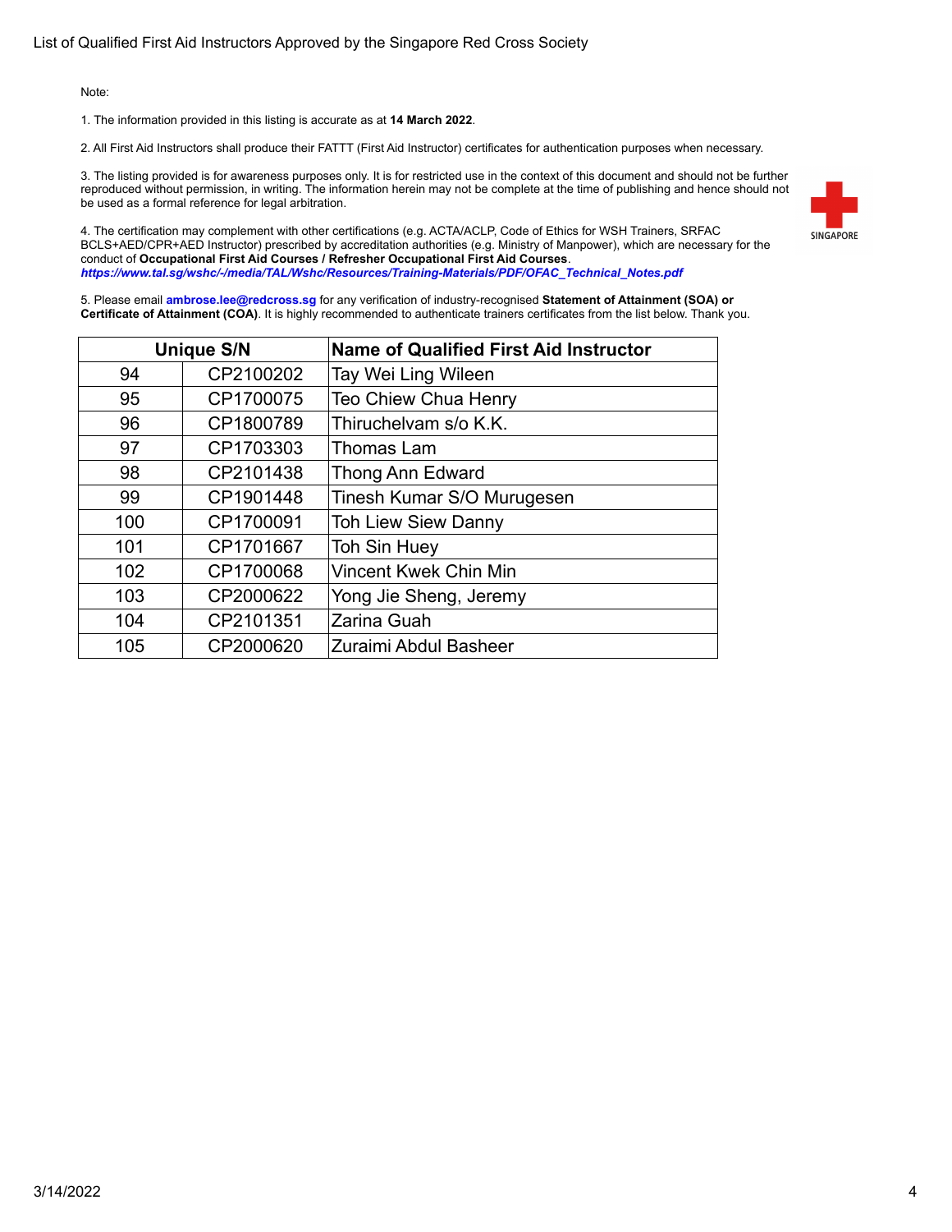List of Qualified First Aid Instructors Approved by the Singapore Red Cross Society

Note:

1. The information provided in this listing is accurate as at **14 March 2022**.

2. All First Aid Instructors shall produce their FATTT (First Aid Instructor) certificates for authentication purposes when necessary.

3. The listing provided is for awareness purposes only. It is for restricted use in the context of this document and should not be further reproduced without permission, in writing. The information herein may not be complete at the time of publishing and hence should not be used as a formal reference for legal arbitration.

4. The certification may complement with other certifications (e.g. ACTA/ACLP, Code of Ethics for WSH Trainers, SRFAC BCLS+AED/CPR+AED Instructor) prescribed by accreditation authorities (e.g. Ministry of Manpower), which are necessary for the conduct of **Occupational First Aid Courses / Refresher Occupational First Aid Courses**.
***https://www.tal.sg/wshc/-/media/TAL/Wshc/Resources/Training-Materials/PDF/OFAC_Technical_Notes.pdf***

5. Please email **ambrose.lee@redcross.sg** for any verification of industry-recognised **Statement of Attainment (SOA) or Certificate of Attainment (COA)**. It is highly recommended to authenticate trainers certificates from the list below. Thank you.

| Unique S/N | | Name of Qualified First Aid Instructor |
|---|---|---|
| 94 | CP2100202 | Tay Wei Ling Wileen |
| 95 | CP1700075 | Teo Chiew Chua Henry |
| 96 | CP1800789 | Thiruchelvam s/o K.K. |
| 97 | CP1703303 | Thomas Lam |
| 98 | CP2101438 | Thong Ann Edward |
| 99 | CP1901448 | Tinesh Kumar S/O Murugesen |
| 100 | CP1700091 | Toh Liew Siew Danny |
| 101 | CP1701667 | Toh Sin Huey |
| 102 | CP1700068 | Vincent Kwek Chin Min |
| 103 | CP2000622 | Yong Jie Sheng, Jeremy |
| 104 | CP2101351 | Zarina Guah |
| 105 | CP2000620 | Zuraimi Abdul Basheer |